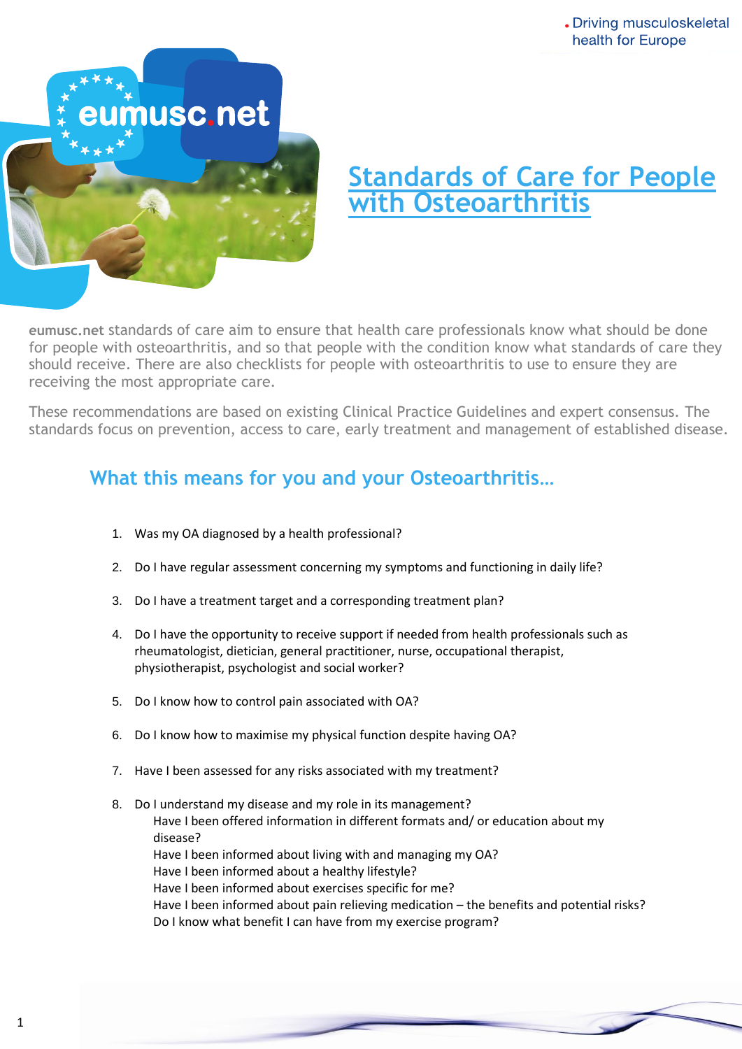# Standards of Care for People with Osteoarthritis

**eumusc.net** standards of care aim to ensure that health care professionals know what should be done for people with osteoarthritis, and so that people with the condition know what standards of care they should receive. There are also checklists for people with osteoarthritis to use to ensure they are receiving the most appropriate care.

These recommendations are based on existing Clinical Practice Guidelines and expert consensus. The standards focus on prevention, access to care, early treatment and management of established disease.

## What this means for you and your Osteoarthritis…

1. Was my OA diagnosed by a health professional?
2. Do I have regular assessment concerning my symptoms and functioning in daily life?
3. Do I have a treatment target and a corresponding treatment plan?
4. Do I have the opportunity to receive support if needed from health professionals such as rheumatologist, dietician, general practitioner, nurse, occupational therapist, physiotherapist, psychologist and social worker?
5. Do I know how to control pain associated with OA?
6. Do I know how to maximise my physical function despite having OA?
7. Have I been assessed for any risks associated with my treatment?
8. Do I understand my disease and my role in its management?
   - Have I been offered information in different formats and/ or education about my disease?
   - Have I been informed about living with and managing my OA?
   - Have I been informed about a healthy lifestyle?
   - Have I been informed about exercises specific for me?
   - Have I been informed about pain relieving medication – the benefits and potential risks?
   - Do I know what benefit I can have from my exercise program?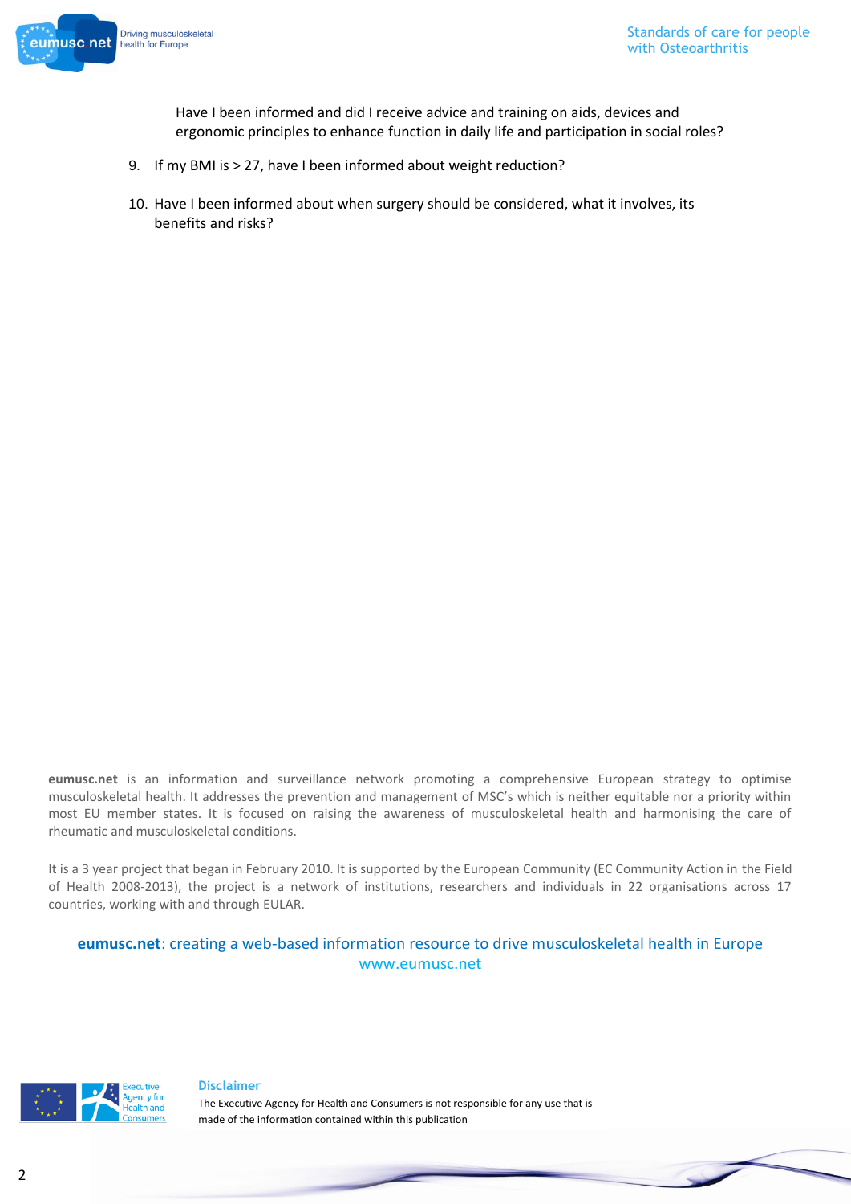Have I been informed and did I receive advice and training on aids, devices and ergonomic principles to enhance function in daily life and participation in social roles?

9. If my BMI is > 27, have I been informed about weight reduction?

10. Have I been informed about when surgery should be considered, what it involves, its benefits and risks?

**eumusc.net** is an information and surveillance network promoting a comprehensive European strategy to optimise musculoskeletal health. It addresses the prevention and management of MSC's which is neither equitable nor a priority within most EU member states. It is focused on raising the awareness of musculoskeletal health and harmonising the care of rheumatic and musculoskeletal conditions.

It is a 3 year project that began in February 2010. It is supported by the European Community (EC Community Action in the Field of Health 2008-2013), the project is a network of institutions, researchers and individuals in 22 organisations across 17 countries, working with and through EULAR.

**eumusc.net**: creating a web-based information resource to drive musculoskeletal health in Europe
www.eumusc.net

**Disclaimer**

The Executive Agency for Health and Consumers is not responsible for any use that is made of the information contained within this publication